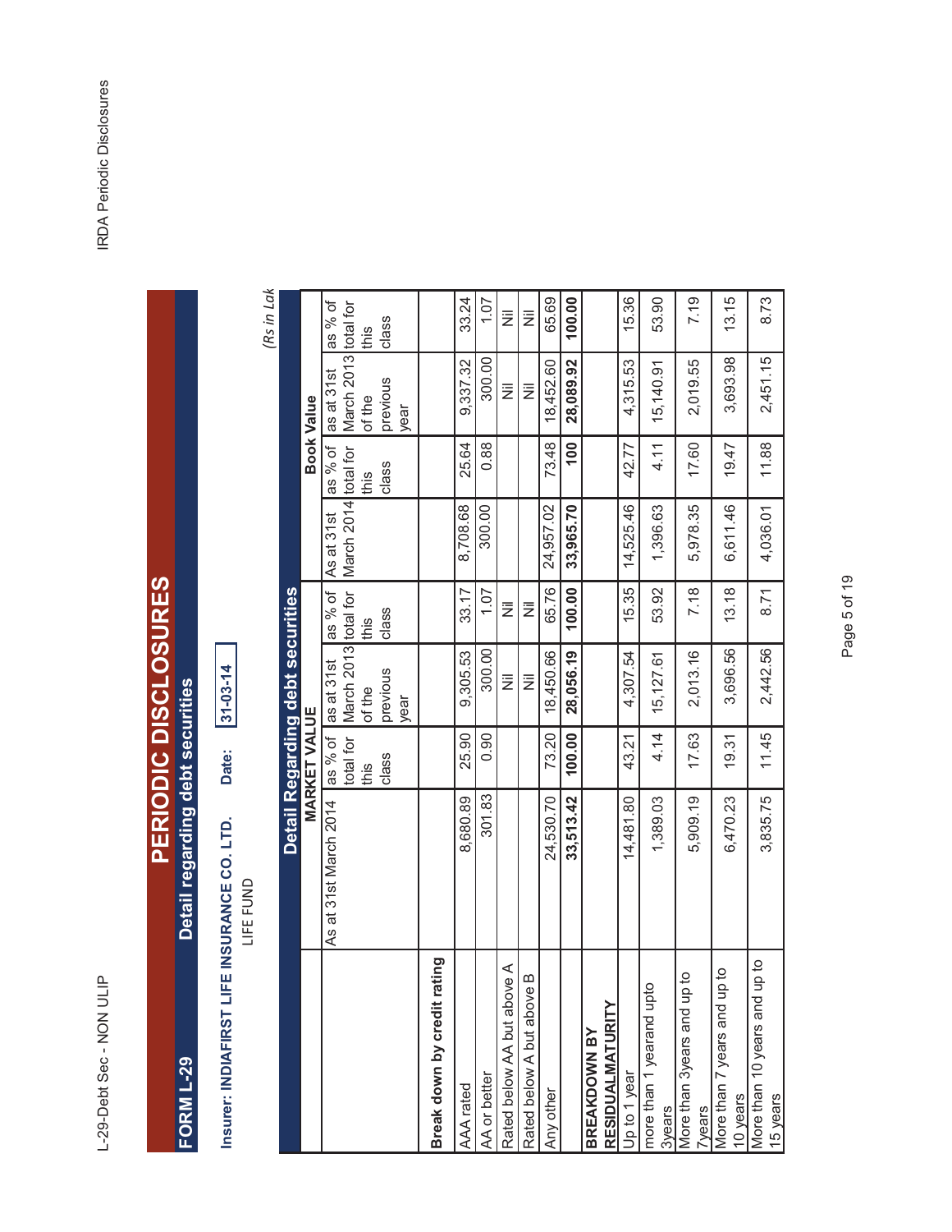# PERIODIC DISCLOSURES

## FORM L-29 Detail regarding debt securities

**Insurer: INDIAFIRST LIFE INSURANCE CO. LTD.** **Date:** 31-03-14

LIFE FUND

*(Rs in Lakhs)*

| Detail Regarding debt securities | | | | | | | | |
|---|---|---|---|---|---|---|---|---|
| | MARKET VALUE | | | | Book Value | | | |
| | As at 31st March 2014 | as % of total for this class | as at 31st March 2013 of the previous year | as % of total for this class | As at 31st March 2014 | as % of total for this class | as at 31st March 2013 of the previous year | as % of total for this class |
| **Break down by credit rating** | | | | | | | | |
| AAA rated | 8,680.89 | 25.90 | 9,305.53 | 33.17 | 8,708.68 | 25.64 | 9,337.32 | 33.24 |
| AA or better | 301.83 | 0.90 | 300.00 | 1.07 | 300.00 | 0.88 | 300.00 | 1.07 |
| Rated below AA but above A | | | Nil | Nil | | | Nil | Nil |
| Rated below A but above B | | | Nil | Nil | | | Nil | Nil |
| Any other | 24,530.70 | 73.20 | 18,450.66 | 65.76 | 24,957.02 | 73.48 | 18,452.60 | 65.69 |
| | **33,513.42** | **100.00** | **28,056.19** | **100.00** | **33,965.70** | **100** | **28,089.92** | **100.00** |
| **BREAKDOWN BY RESIDUALMATURITY** | | | | | | | | |
| Up to 1 year | 14,481.80 | 43.21 | 4,307.54 | 15.35 | 14,525.46 | 42.77 | 4,315.53 | 15.36 |
| more than 1 yearand upto 3years | 1,389.03 | 4.14 | 15,127.61 | 53.92 | 1,396.63 | 4.11 | 15,140.91 | 53.90 |
| More than 3years and up to 7years | 5,909.19 | 17.63 | 2,013.16 | 7.18 | 5,978.35 | 17.60 | 2,019.55 | 7.19 |
| More than 7 years and up to 10 years | 6,470.23 | 19.31 | 3,696.56 | 13.18 | 6,611.46 | 19.47 | 3,693.98 | 13.15 |
| More than 10 years and up to 15 years | 3,835.75 | 11.45 | 2,442.56 | 8.71 | 4,036.01 | 11.88 | 2,451.15 | 8.73 |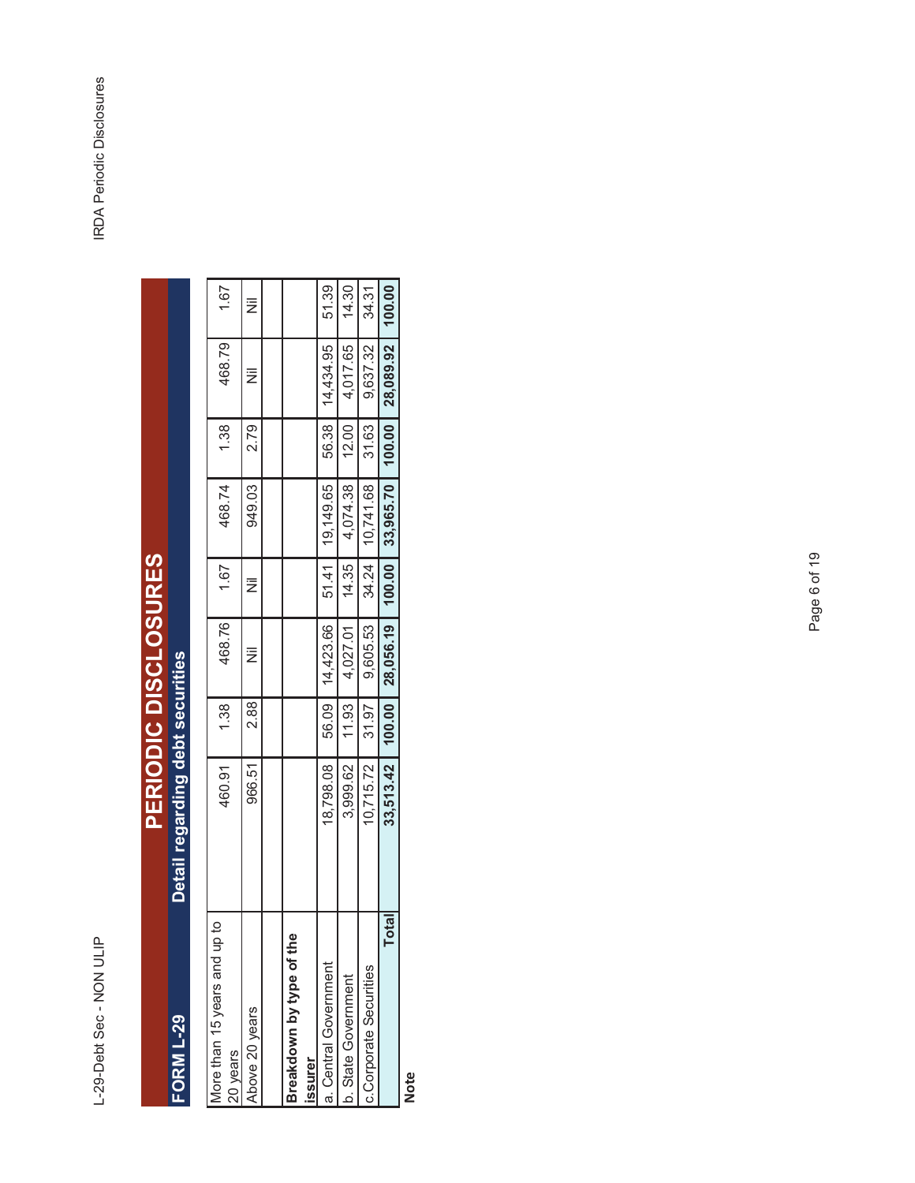# PERIODIC DISCLOSURES

## FORM L-29 Detail regarding debt securities

| | | | | | | | | |
|---|---|---|---|---|---|---|---|---|
| More than 15 years and up to 20 years | 460.91 | 1.38 | 468.76 | 1.67 | 468.74 | 1.38 | 468.79 | 1.67 |
| Above 20 years | 966.51 | 2.88 | Nil | Nil | 949.03 | 2.79 | Nil | Nil |
| | | | | | | | | |
| **Breakdown by type of the issurer** | | | | | | | | |
| a. Central Government | 18,798.08 | 56.09 | 14,423.66 | 51.41 | 19,149.65 | 56.38 | 14,434.95 | 51.39 |
| b. State Government | 3,999.62 | 11.93 | 4,027.01 | 14.35 | 4,074.38 | 12.00 | 4,017.65 | 14.30 |
| c.Corporate Securities | 10,715.72 | 31.97 | 9,605.53 | 34.24 | 10,741.68 | 31.63 | 9,637.32 | 34.31 |
| **Total** | **33,513.42** | **100.00** | **28,056.19** | **100.00** | **33,965.70** | **100.00** | **28,089.92** | **100.00** |

**Note**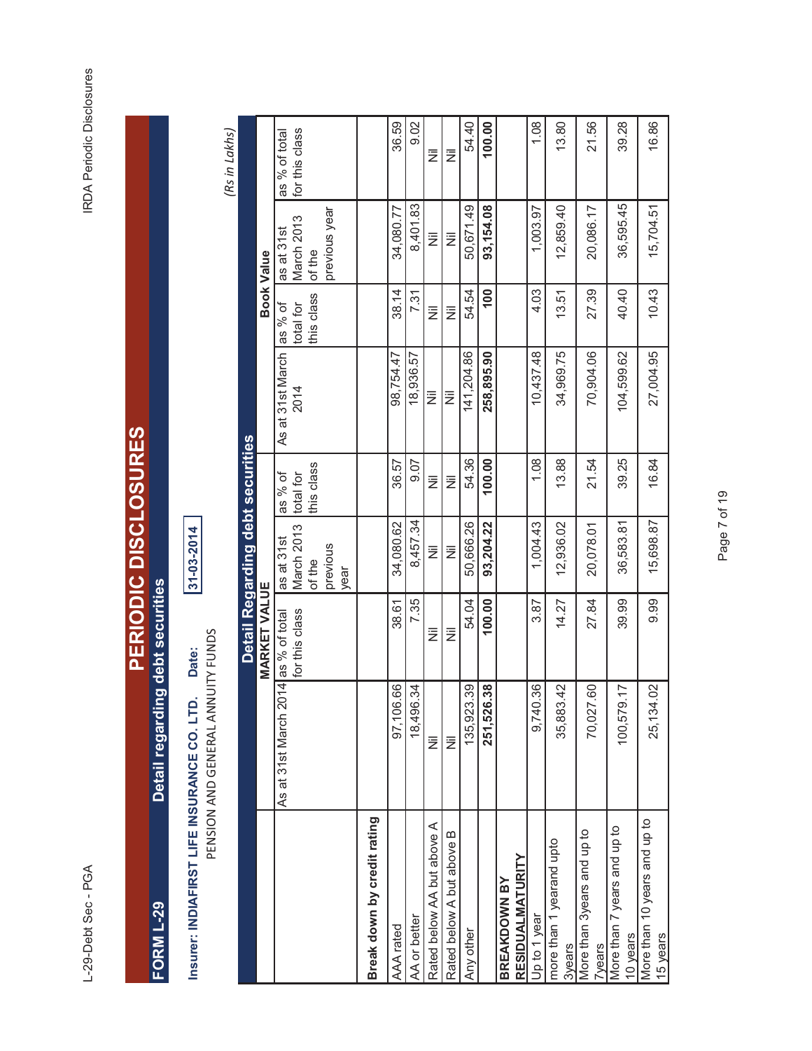# PERIODIC DISCLOSURES

## FORM L-29 Detail regarding debt securities

**Insurer: INDIAFIRST LIFE INSURANCE CO. LTD.** **Date:** 31-03-2014

PENSION AND GENERAL ANNUITY FUNDS

*(Rs in Lakhs)*

| Detail Regarding debt securities | MARKET VALUE | | | | Book Value | | | |
|---|---|---|---|---|---|---|---|---|
| | As at 31st March 2014 | as % of total for this class | as at 31st March 2013 of the previous year | as % of total for this class | As at 31st March 2014 | as % of total for this class | as at 31st March 2013 of the previous year | as % of total for this class |
| **Break down by credit rating** | | | | | | | | |
| AAA rated | 97,106.66 | 38.61 | 34,080.62 | 36.57 | 98,754.47 | 38.14 | 34,080.77 | 36.59 |
| AA or better | 18,496.34 | 7.35 | 8,457.34 | 9.07 | 18,936.57 | 7.31 | 8,401.83 | 9.02 |
| Rated below AA but above A | Nil | Nil | Nil | Nil | Nil | Nil | Nil | Nil |
| Rated below A but above B | Nil | Nil | Nil | Nil | Nil | Nil | Nil | Nil |
| Any other | 135,923.39 | 54.04 | 50,666.26 | 54.36 | 141,204.86 | 54.54 | 50,671.49 | 54.40 |
| | **251,526.38** | **100.00** | **93,204.22** | **100.00** | **258,895.90** | **100** | **93,154.08** | **100.00** |
| **BREAKDOWN BY RESIDUALMATURITY** | | | | | | | | |
| Up to 1 year | 9,740.36 | 3.87 | 1,004.43 | 1.08 | 10,437.48 | 4.03 | 1,003.97 | 1.08 |
| more than 1 yearand upto 3years | 35,883.42 | 14.27 | 12,936.02 | 13.88 | 34,969.75 | 13.51 | 12,859.40 | 13.80 |
| More than 3years and up to 7years | 70,027.60 | 27.84 | 20,078.01 | 21.54 | 70,904.06 | 27.39 | 20,086.17 | 21.56 |
| More than 7 years and up to 10 years | 100,579.17 | 39.99 | 36,583.81 | 39.25 | 104,599.62 | 40.40 | 36,595.45 | 39.28 |
| More than 10 years and up to 15 years | 25,134.02 | 9.99 | 15,698.87 | 16.84 | 27,004.95 | 10.43 | 15,704.51 | 16.86 |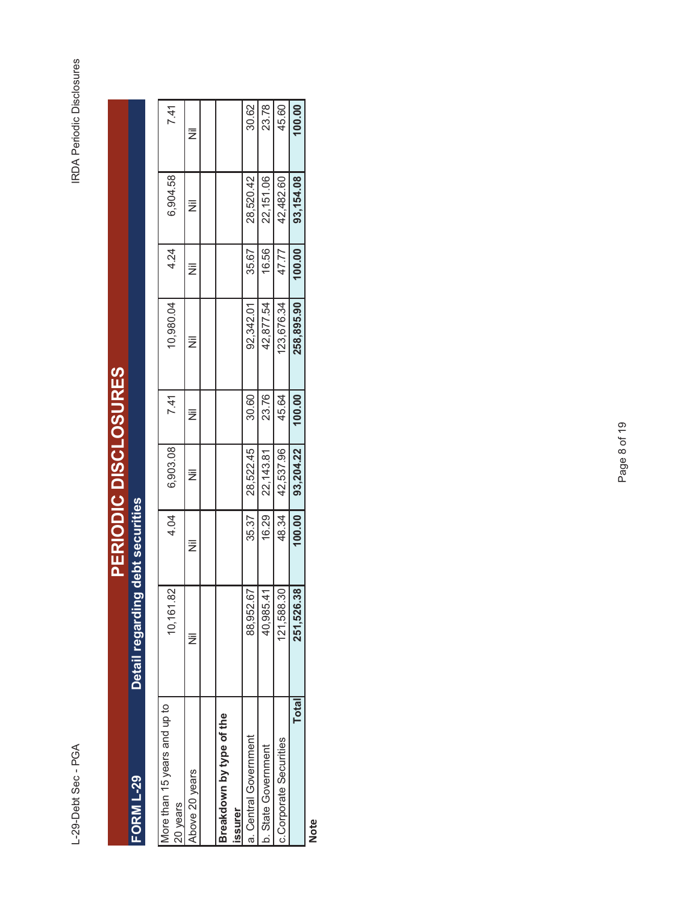# PERIODIC DISCLOSURES

## FORM L-29 Detail regarding debt securities

| | | | | | | | | |
|---|---|---|---|---|---|---|---|---|
| More than 15 years and up to 20 years | 10,161.82 | 4.04 | 6,903.08 | 7.41 | 10,980.04 | 4.24 | 6,904.58 | 7.41 |
| Above 20 years | Nil | Nil | Nil | Nil | Nil | Nil | Nil | Nil |
| | | | | | | | | |
| **Breakdown by type of the issurer** | | | | | | | | |
| a. Central Government | 88,952.67 | 35.37 | 28,522.45 | 30.60 | 92,342.01 | 35.67 | 28,520.42 | 30.62 |
| b. State Government | 40,985.41 | 16.29 | 22,143.81 | 23.76 | 42,877.54 | 16.56 | 22,151.06 | 23.78 |
| c.Corporate Securities | 121,588.30 | 48.34 | 42,537.96 | 45.64 | 123,676.34 | 47.77 | 42,482.60 | 45.60 |
| **Total** | **251,526.38** | **100.00** | **93,204.22** | **100.00** | **258,895.90** | **100.00** | **93,154.08** | **100.00** |

**Note**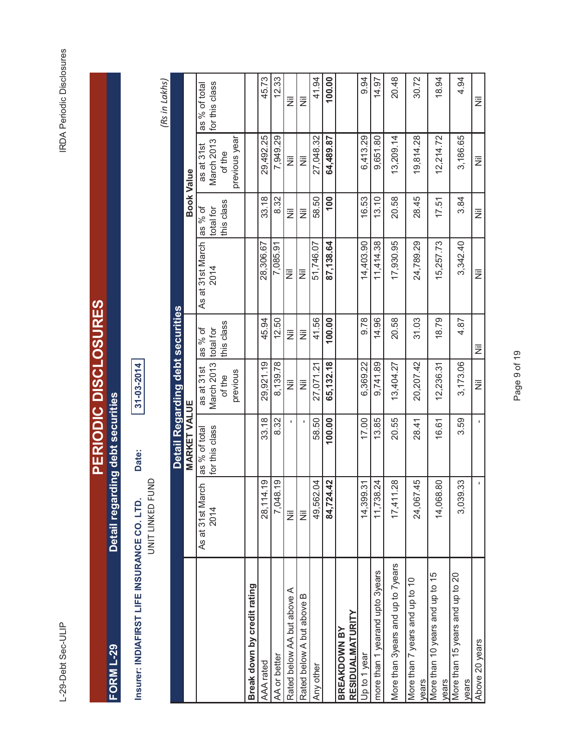# PERIODIC DISCLOSURES

## FORM L-29 Detail regarding debt securities

**Insurer: INDIAFIRST LIFE INSURANCE CO. LTD.** **Date:** 31-03-2014

UNIT LINKED FUND

*(Rs in Lakhs)*

| Detail Regarding debt securities | MARKET VALUE | | | | Book Value | | | |
|---|---|---|---|---|---|---|---|---|
| | As at 31st March 2014 | as % of total for this class | as at 31st March 2013 of the previous | as % of total for this class | As at 31st March 2014 | as % of total for this class | as at 31st March 2013 of the previous year | as % of total for this class |
| **Break down by credit rating** | | | | | | | | |
| AAA rated | 28,114.19 | 33.18 | 29,921.19 | 45.94 | 28,306.67 | 33.18 | 29,492.25 | 45.73 |
| AA or better | 7,048.19 | 8.32 | 8,139.78 | 12.50 | 7,085.91 | 8.32 | 7,949.29 | 12.33 |
| Rated below AA but above A | Nil | - | Nil | Nil | Nil | Nil | Nil | Nil |
| Rated below A but above B | Nil | - | Nil | Nil | Nil | Nil | Nil | Nil |
| Any other | 49,562.04 | 58.50 | 27,071.21 | 41.56 | 51,746.07 | 58.50 | 27,048.32 | 41.94 |
| | **84,724.42** | **100.00** | **65,132.18** | **100.00** | **87,138.64** | **100** | **64,489.87** | **100.00** |
| **BREAKDOWN BY RESIDUALMATURITY** | | | | | | | | |
| Up to 1 year | 14,399.31 | 17.00 | 6,369.22 | 9.78 | 14,403.90 | 16.53 | 6,413.29 | 9.94 |
| more than 1 yearand upto 3years | 11,738.24 | 13.85 | 9,741.89 | 14.96 | 11,414.38 | 13.10 | 9,651.80 | 14.97 |
| More than 3years and up to 7years | 17,411.28 | 20.55 | 13,404.27 | 20.58 | 17,930.95 | 20.58 | 13,209.14 | 20.48 |
| More than 7 years and up to 10 years | 24,067.45 | 28.41 | 20,207.42 | 31.03 | 24,789.29 | 28.45 | 19,814.28 | 30.72 |
| More than 10 years and up to 15 years | 14,068.80 | 16.61 | 12,236.31 | 18.79 | 15,257.73 | 17.51 | 12,214.72 | 18.94 |
| More than 15 years and up to 20 years | 3,039.33 | 3.59 | 3,173.06 | 4.87 | 3,342.40 | 3.84 | 3,186.65 | 4.94 |
| Above 20 years | - | - | Nil | Nil | Nil | Nil | Nil | Nil |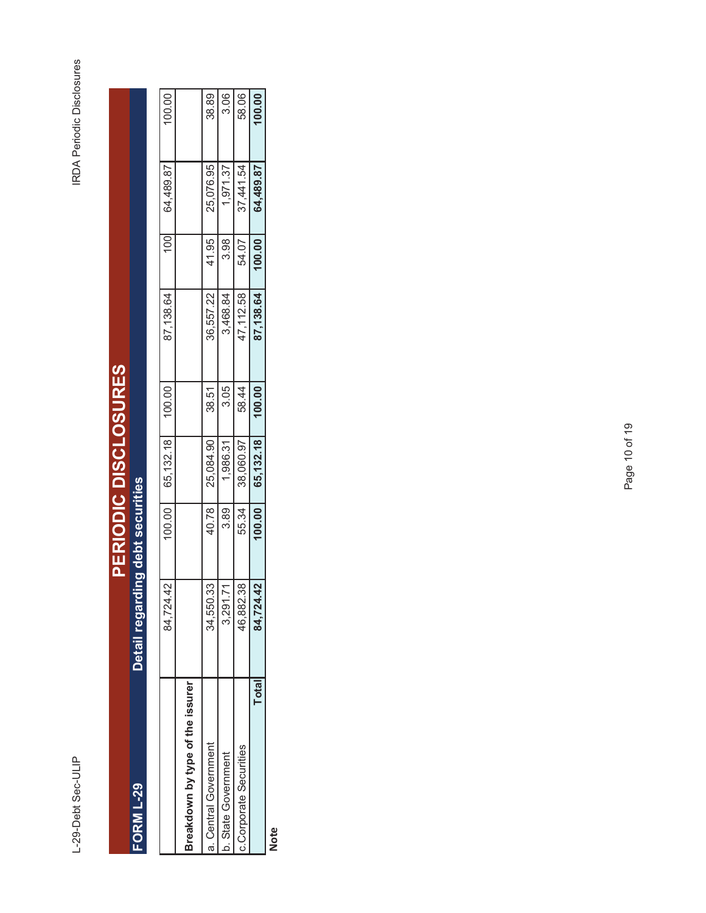# PERIODIC DISCLOSURES

## FORM L-29 Detail regarding debt securities

| | | | | | | | | |
|---|---|---|---|---|---|---|---|---|
| | 84,724.42 | 100.00 | 65,132.18 | 100.00 | 87,138.64 | 100 | 64,489.87 | 100.00 |
| **Breakdown by type of the issurer** | | | | | | | | |
| a. Central Government | 34,550.33 | 40.78 | 25,084.90 | 38.51 | 36,557.22 | 41.95 | 25,076.95 | 38.89 |
| b. State Government | 3,291.71 | 3.89 | 1,986.31 | 3.05 | 3,468.84 | 3.98 | 1,971.37 | 3.06 |
| c.Corporate Securities | 46,882.38 | 55.34 | 38,060.97 | 58.44 | 47,112.58 | 54.07 | 37,441.54 | 58.06 |
| **Total** | **84,724.42** | **100.00** | **65,132.18** | **100.00** | **87,138.64** | **100.00** | **64,489.87** | **100.00** |

**Note**